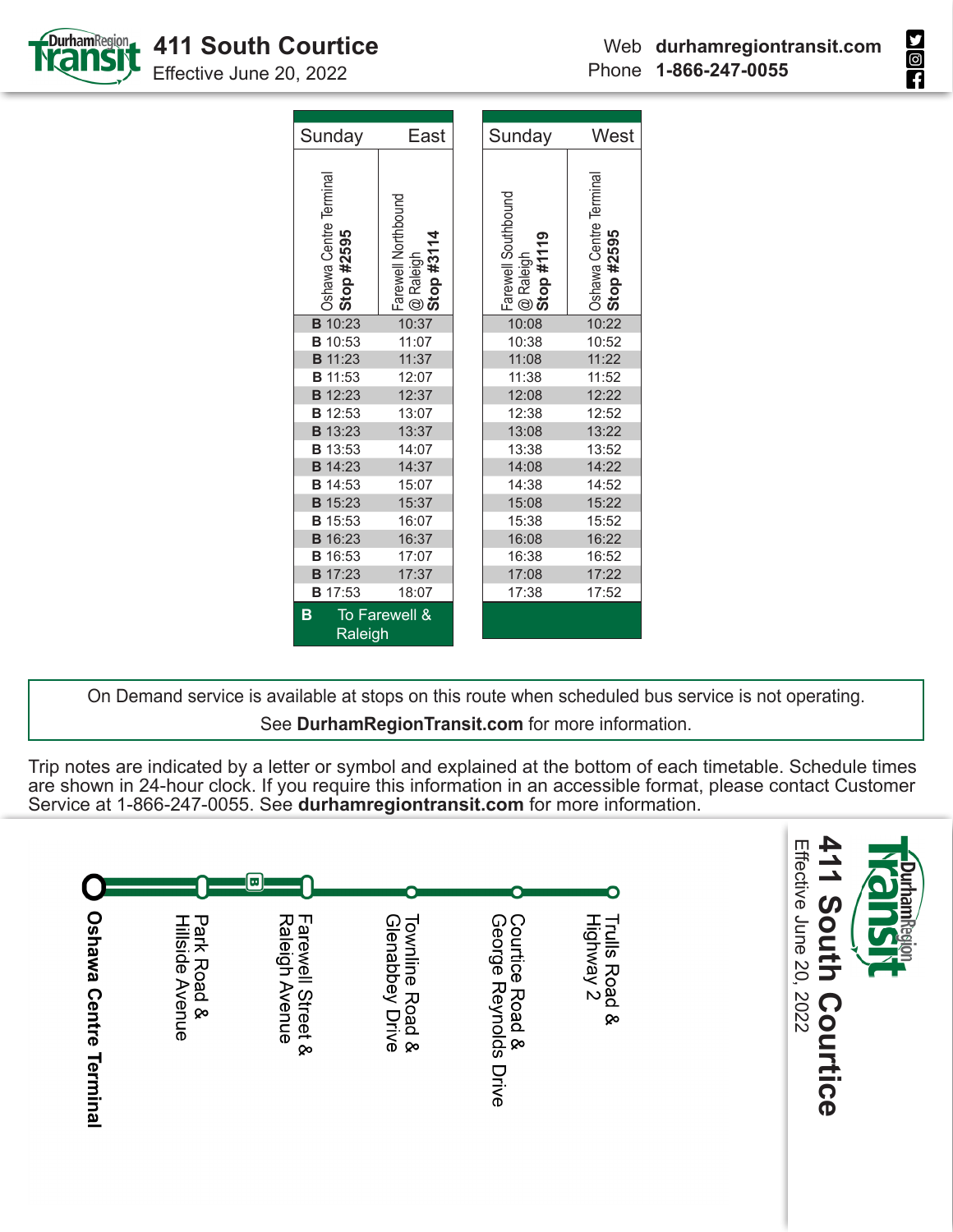# 411 South Courtice

Effective June 20, 2022

Web **durhamregiontransit.com**
Phone **1-866-247-0055**

| Sunday East | |
|---|---|
| Oshawa Centre Terminal **Stop #2595** | Farewell Northbound @ Raleigh **Stop #3114** |
| **B** 10:23 | 10:37 |
| **B** 10:53 | 11:07 |
| **B** 11:23 | 11:37 |
| **B** 11:53 | 12:07 |
| **B** 12:23 | 12:37 |
| **B** 12:53 | 13:07 |
| **B** 13:23 | 13:37 |
| **B** 13:53 | 14:07 |
| **B** 14:23 | 14:37 |
| **B** 14:53 | 15:07 |
| **B** 15:23 | 15:37 |
| **B** 15:53 | 16:07 |
| **B** 16:23 | 16:37 |
| **B** 16:53 | 17:07 |
| **B** 17:23 | 17:37 |
| **B** 17:53 | 18:07 |

**B** To Farewell & Raleigh

| Sunday West | |
|---|---|
| Farewell Southbound @ Raleigh **Stop #1119** | Oshawa Centre Terminal **Stop #2595** |
| 10:08 | 10:22 |
| 10:38 | 10:52 |
| 11:08 | 11:22 |
| 11:38 | 11:52 |
| 12:08 | 12:22 |
| 12:38 | 12:52 |
| 13:08 | 13:22 |
| 13:38 | 13:52 |
| 14:08 | 14:22 |
| 14:38 | 14:52 |
| 15:08 | 15:22 |
| 15:38 | 15:52 |
| 16:08 | 16:22 |
| 16:38 | 16:52 |
| 17:08 | 17:22 |
| 17:38 | 17:52 |

On Demand service is available at stops on this route when scheduled bus service is not operating.
See **DurhamRegionTransit.com** for more information.

Trip notes are indicated by a letter or symbol and explained at the bottom of each timetable. Schedule times are shown in 24-hour clock. If you require this information in an accessible format, please contact Customer Service at 1-866-247-0055. See **durhamregiontransit.com** for more information.

**Oshawa Centre Terminal** — Park Road & Hillside Avenue — B — Farewell Street & Raleigh Avenue — Townline Road & Glenabbey Drive — Courtice Road & George Reynolds Drive — Trulls Road & Highway 2

# 411 South Courtice

Effective June 20, 2022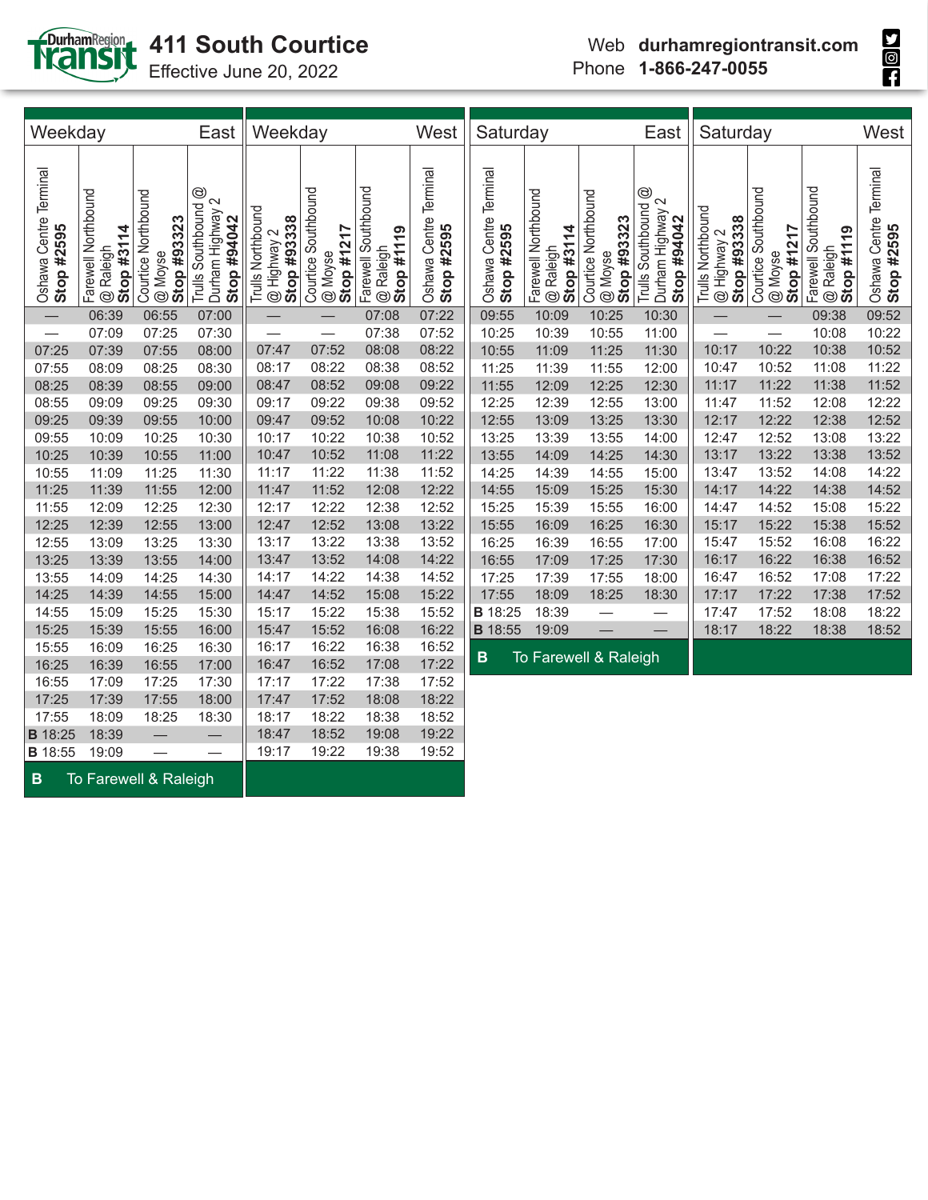# 411 South Courtice

Effective June 20, 2022

Web **durhamregiontransit.com**
Phone **1-866-247-0055**

## Weekday East

| Oshawa Centre Terminal **Stop #2595** | Farewell Northbound @ Raleigh **Stop #3114** | Courtice Northbound @ Moyse **Stop #93323** | Trulls Southbound @ Durham Highway 2 **Stop #94042** |
|---|---|---|---|
| — | 06:39 | 06:55 | 07:00 |
| — | 07:09 | 07:25 | 07:30 |
| 07:25 | 07:39 | 07:55 | 08:00 |
| 07:55 | 08:09 | 08:25 | 08:30 |
| 08:25 | 08:39 | 08:55 | 09:00 |
| 08:55 | 09:09 | 09:25 | 09:30 |
| 09:25 | 09:39 | 09:55 | 10:00 |
| 09:55 | 10:09 | 10:25 | 10:30 |
| 10:25 | 10:39 | 10:55 | 11:00 |
| 10:55 | 11:09 | 11:25 | 11:30 |
| 11:25 | 11:39 | 11:55 | 12:00 |
| 11:55 | 12:09 | 12:25 | 12:30 |
| 12:25 | 12:39 | 12:55 | 13:00 |
| 12:55 | 13:09 | 13:25 | 13:30 |
| 13:25 | 13:39 | 13:55 | 14:00 |
| 13:55 | 14:09 | 14:25 | 14:30 |
| 14:25 | 14:39 | 14:55 | 15:00 |
| 14:55 | 15:09 | 15:25 | 15:30 |
| 15:25 | 15:39 | 15:55 | 16:00 |
| 15:55 | 16:09 | 16:25 | 16:30 |
| 16:25 | 16:39 | 16:55 | 17:00 |
| 16:55 | 17:09 | 17:25 | 17:30 |
| 17:25 | 17:39 | 17:55 | 18:00 |
| 17:55 | 18:09 | 18:25 | 18:30 |
| **B** 18:25 | 18:39 | — | — |
| **B** 18:55 | 19:09 | — | — |

**B** To Farewell & Raleigh

## Weekday West

| Trulls Northbound @ Highway 2 **Stop #93338** | Courtice Southbound @ Moyse **Stop #1217** | Farewell Southbound @ Raleigh **Stop #1119** | Oshawa Centre Terminal **Stop #2595** |
|---|---|---|---|
| — | — | 07:08 | 07:22 |
| — | — | 07:38 | 07:52 |
| 07:47 | 07:52 | 08:08 | 08:22 |
| 08:17 | 08:22 | 08:38 | 08:52 |
| 08:47 | 08:52 | 09:08 | 09:22 |
| 09:17 | 09:22 | 09:38 | 09:52 |
| 09:47 | 09:52 | 10:08 | 10:22 |
| 10:17 | 10:22 | 10:38 | 10:52 |
| 10:47 | 10:52 | 11:08 | 11:22 |
| 11:17 | 11:22 | 11:38 | 11:52 |
| 11:47 | 11:52 | 12:08 | 12:22 |
| 12:17 | 12:22 | 12:38 | 12:52 |
| 12:47 | 12:52 | 13:08 | 13:22 |
| 13:17 | 13:22 | 13:38 | 13:52 |
| 13:47 | 13:52 | 14:08 | 14:22 |
| 14:17 | 14:22 | 14:38 | 14:52 |
| 14:47 | 14:52 | 15:08 | 15:22 |
| 15:17 | 15:22 | 15:38 | 15:52 |
| 15:47 | 15:52 | 16:08 | 16:22 |
| 16:17 | 16:22 | 16:38 | 16:52 |
| 16:47 | 16:52 | 17:08 | 17:22 |
| 17:17 | 17:22 | 17:38 | 17:52 |
| 17:47 | 17:52 | 18:08 | 18:22 |
| 18:17 | 18:22 | 18:38 | 18:52 |
| 18:47 | 18:52 | 19:08 | 19:22 |
| 19:17 | 19:22 | 19:38 | 19:52 |

## Saturday East

| Oshawa Centre Terminal **Stop #2595** | Farewell Northbound @ Raleigh **Stop #3114** | Courtice Northbound @ Moyse **Stop #93323** | Trulls Southbound @ Durham Highway 2 **Stop #94042** |
|---|---|---|---|
| 09:55 | 10:09 | 10:25 | 10:30 |
| 10:25 | 10:39 | 10:55 | 11:00 |
| 10:55 | 11:09 | 11:25 | 11:30 |
| 11:25 | 11:39 | 11:55 | 12:00 |
| 11:55 | 12:09 | 12:25 | 12:30 |
| 12:25 | 12:39 | 12:55 | 13:00 |
| 12:55 | 13:09 | 13:25 | 13:30 |
| 13:25 | 13:39 | 13:55 | 14:00 |
| 13:55 | 14:09 | 14:25 | 14:30 |
| 14:25 | 14:39 | 14:55 | 15:00 |
| 14:55 | 15:09 | 15:25 | 15:30 |
| 15:25 | 15:39 | 15:55 | 16:00 |
| 15:55 | 16:09 | 16:25 | 16:30 |
| 16:25 | 16:39 | 16:55 | 17:00 |
| 16:55 | 17:09 | 17:25 | 17:30 |
| 17:25 | 17:39 | 17:55 | 18:00 |
| 17:55 | 18:09 | 18:25 | 18:30 |
| **B** 18:25 | 18:39 | — | — |
| **B** 18:55 | 19:09 | — | — |

**B** To Farewell & Raleigh

## Saturday West

| Trulls Northbound @ Highway 2 **Stop #93338** | Courtice Southbound @ Moyse **Stop #1217** | Farewell Southbound @ Raleigh **Stop #1119** | Oshawa Centre Terminal **Stop #2595** |
|---|---|---|---|
| — | — | 09:38 | 09:52 |
| — | — | 10:08 | 10:22 |
| 10:17 | 10:22 | 10:38 | 10:52 |
| 10:47 | 10:52 | 11:08 | 11:22 |
| 11:17 | 11:22 | 11:38 | 11:52 |
| 11:47 | 11:52 | 12:08 | 12:22 |
| 12:17 | 12:22 | 12:38 | 12:52 |
| 12:47 | 12:52 | 13:08 | 13:22 |
| 13:17 | 13:22 | 13:38 | 13:52 |
| 13:47 | 13:52 | 14:08 | 14:22 |
| 14:17 | 14:22 | 14:38 | 14:52 |
| 14:47 | 14:52 | 15:08 | 15:22 |
| 15:17 | 15:22 | 15:38 | 15:52 |
| 15:47 | 15:52 | 16:08 | 16:22 |
| 16:17 | 16:22 | 16:38 | 16:52 |
| 16:47 | 16:52 | 17:08 | 17:22 |
| 17:17 | 17:22 | 17:38 | 17:52 |
| 17:47 | 17:52 | 18:08 | 18:22 |
| 18:17 | 18:22 | 18:38 | 18:52 |